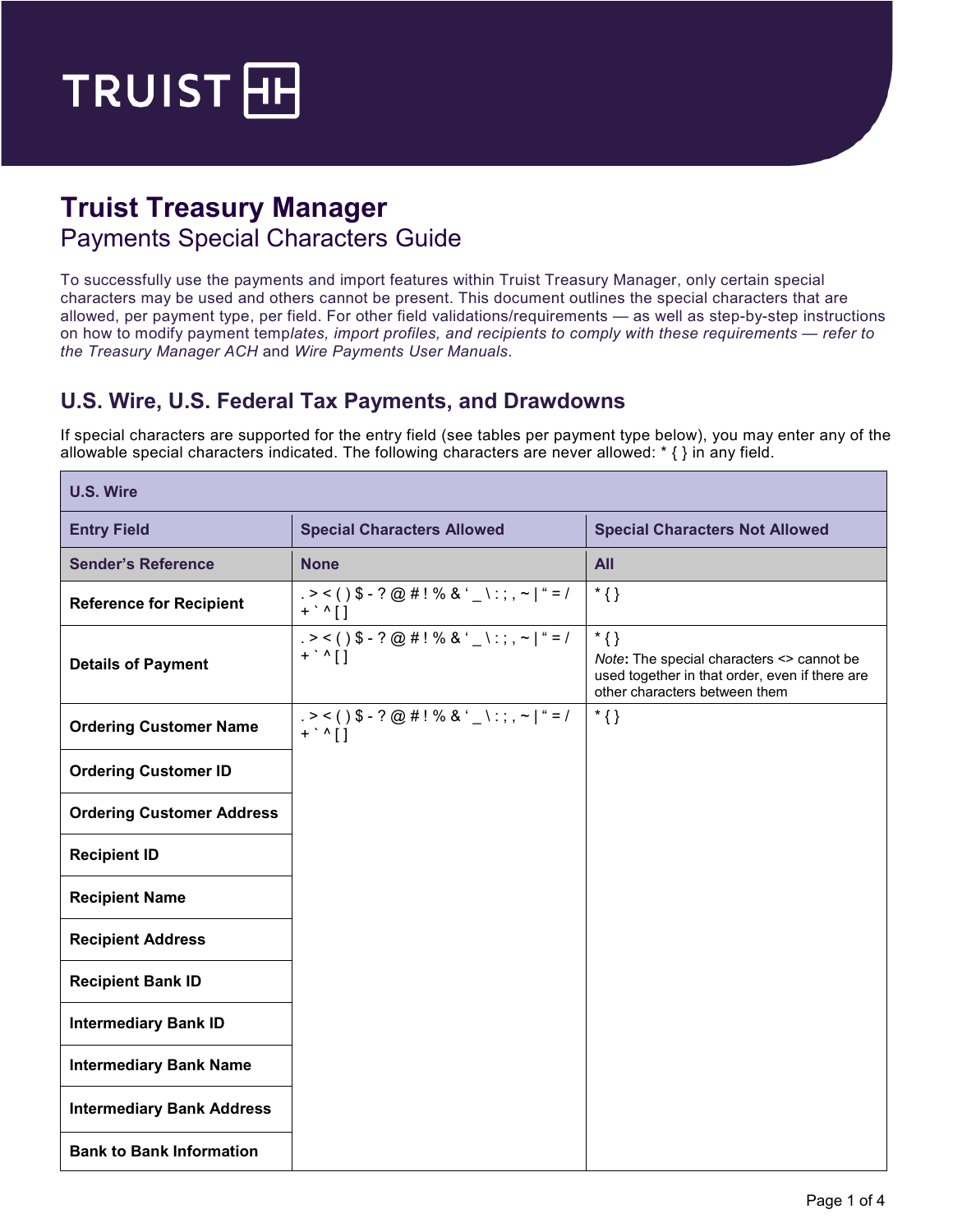# Truist Treasury Manager

## Payments Special Characters Guide

To successfully use the payments and import features within Truist Treasury Manager, only certain special characters may be used and others cannot be present. This document outlines the special characters that are allowed, per payment type, per field. For other field validations/requirements — as well as step-by-step instructions on how to modify payment templates, import profiles, and recipients to comply with these requirements — refer to *the Treasury Manager ACH* and *Wire Payments User Manuals*.

## U.S. Wire, U.S. Federal Tax Payments, and Drawdowns

If special characters are supported for the entry field (see tables per payment type below), you may enter any of the allowable special characters indicated. The following characters are never allowed: * { } in any field.

| U.S. Wire | | |
|---|---|---|
| **Entry Field** | **Special Characters Allowed** | **Special Characters Not Allowed** |
| **Sender's Reference** | **None** | **All** |
| **Reference for Recipient** | . > < ( ) $ - ? @ # ! % & ' _ \ : ; , ~ \| " = / + ` ^ [ ] | * { } |
| **Details of Payment** | . > < ( ) $ - ? @ # ! % & ' _ \ : ; , ~ \| " = / + ` ^ [ ] | * { } <br> *Note*: The special characters <> cannot be used together in that order, even if there are other characters between them |
| **Ordering Customer Name** | . > < ( ) $ - ? @ # ! % & ' _ \ : ; , ~ \| " = / + ` ^ [ ] | * { } |
| **Ordering Customer ID** | . > < ( ) $ - ? @ # ! % & ' _ \ : ; , ~ \| " = / + ` ^ [ ] | * { } |
| **Ordering Customer Address** | . > < ( ) $ - ? @ # ! % & ' _ \ : ; , ~ \| " = / + ` ^ [ ] | * { } |
| **Recipient ID** | . > < ( ) $ - ? @ # ! % & ' _ \ : ; , ~ \| " = / + ` ^ [ ] | * { } |
| **Recipient Name** | . > < ( ) $ - ? @ # ! % & ' _ \ : ; , ~ \| " = / + ` ^ [ ] | * { } |
| **Recipient Address** | . > < ( ) $ - ? @ # ! % & ' _ \ : ; , ~ \| " = / + ` ^ [ ] | * { } |
| **Recipient Bank ID** | . > < ( ) $ - ? @ # ! % & ' _ \ : ; , ~ \| " = / + ` ^ [ ] | * { } |
| **Intermediary Bank ID** | . > < ( ) $ - ? @ # ! % & ' _ \ : ; , ~ \| " = / + ` ^ [ ] | * { } |
| **Intermediary Bank Name** | . > < ( ) $ - ? @ # ! % & ' _ \ : ; , ~ \| " = / + ` ^ [ ] | * { } |
| **Intermediary Bank Address** | . > < ( ) $ - ? @ # ! % & ' _ \ : ; , ~ \| " = / + ` ^ [ ] | * { } |
| **Bank to Bank Information** | . > < ( ) $ - ? @ # ! % & ' _ \ : ; , ~ \| " = / + ` ^ [ ] | * { } |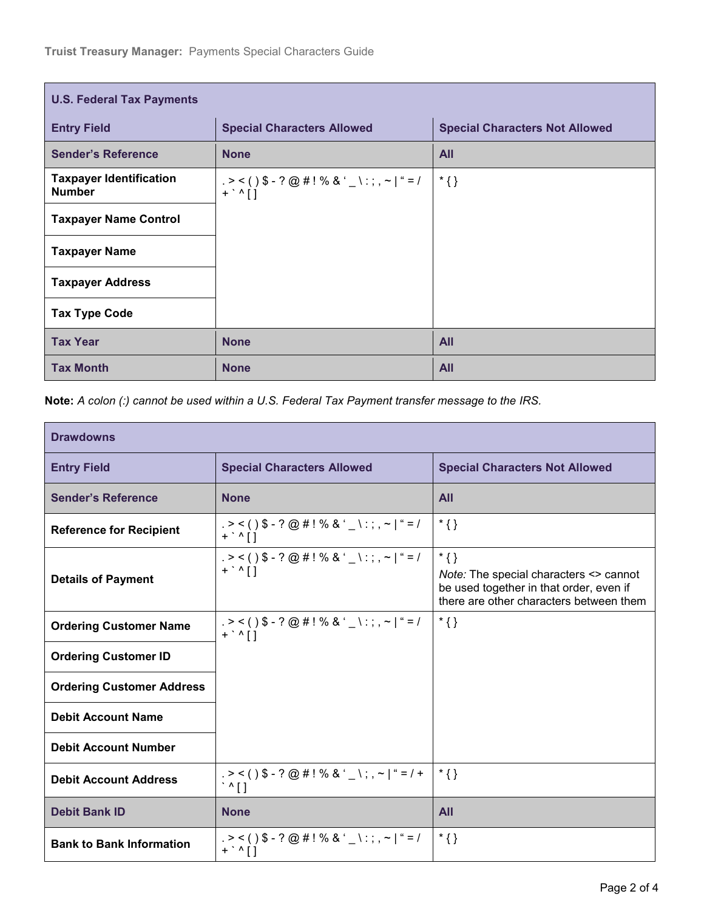| U.S. Federal Tax Payments | | |
|---|---|---|
| **Entry Field** | **Special Characters Allowed** | **Special Characters Not Allowed** |
| **Sender's Reference** | **None** | **All** |
| **Taxpayer Identification Number** | . > < ( ) $ - ? @ # ! % & ' _ \ : ; , ~ \| " = / + ` ^ [ ] | * { } |
| **Taxpayer Name Control** | . > < ( ) $ - ? @ # ! % & ' _ \ : ; , ~ \| " = / + ` ^ [ ] | * { } |
| **Taxpayer Name** | . > < ( ) $ - ? @ # ! % & ' _ \ : ; , ~ \| " = / + ` ^ [ ] | * { } |
| **Taxpayer Address** | . > < ( ) $ - ? @ # ! % & ' _ \ : ; , ~ \| " = / + ` ^ [ ] | * { } |
| **Tax Type Code** | . > < ( ) $ - ? @ # ! % & ' _ \ : ; , ~ \| " = / + ` ^ [ ] | * { } |
| **Tax Year** | **None** | **All** |
| **Tax Month** | **None** | **All** |

**Note:** *A colon (:) cannot be used within a U.S. Federal Tax Payment transfer message to the IRS.*

| Drawdowns | | |
|---|---|---|
| **Entry Field** | **Special Characters Allowed** | **Special Characters Not Allowed** |
| **Sender's Reference** | **None** | **All** |
| **Reference for Recipient** | . > < ( ) $ - ? @ # ! % & ' _ \ : ; , ~ \| " = / + ` ^ [ ] | * { } |
| **Details of Payment** | . > < ( ) $ - ? @ # ! % & ' _ \ : ; , ~ \| " = / + ` ^ [ ] | * { } *Note:* The special characters <> cannot be used together in that order, even if there are other characters between them |
| **Ordering Customer Name** | . > < ( ) $ - ? @ # ! % & ' _ \ : ; , ~ \| " = / + ` ^ [ ] | * { } |
| **Ordering Customer ID** | . > < ( ) $ - ? @ # ! % & ' _ \ : ; , ~ \| " = / + ` ^ [ ] | * { } |
| **Ordering Customer Address** | . > < ( ) $ - ? @ # ! % & ' _ \ : ; , ~ \| " = / + ` ^ [ ] | * { } |
| **Debit Account Name** | . > < ( ) $ - ? @ # ! % & ' _ \ : ; , ~ \| " = / + ` ^ [ ] | * { } |
| **Debit Account Number** | . > < ( ) $ - ? @ # ! % & ' _ \ : ; , ~ \| " = / + ` ^ [ ] | * { } |
| **Debit Account Address** | . > < ( ) $ - ? @ # ! % & ' _ \ ; , ~ \| " = / + ` ^ [ ] | * { } |
| **Debit Bank ID** | **None** | **All** |
| **Bank to Bank Information** | . > < ( ) $ - ? @ # ! % & ' _ \ : ; , ~ \| " = / + ` ^ [ ] | * { } |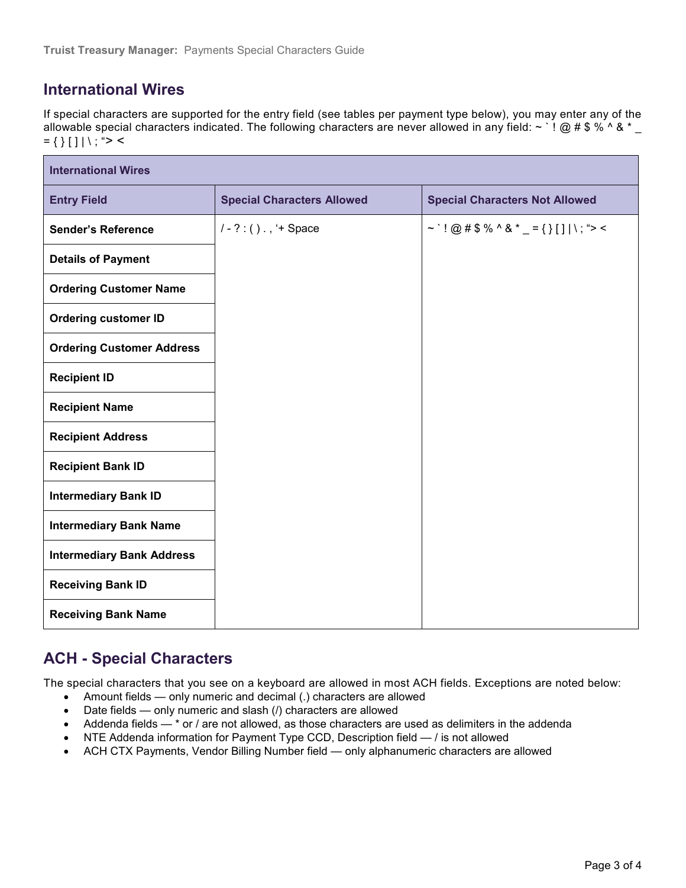## International Wires

If special characters are supported for the entry field (see tables per payment type below), you may enter any of the allowable special characters indicated. The following characters are never allowed in any field: ~ ` ! @ # $ % ^ & * _ = { } [ ] | \ ; “> <

| International Wires | | |
|---|---|---|
| **Entry Field** | **Special Characters Allowed** | **Special Characters Not Allowed** |
| **Sender’s Reference** | / - ? : ( ) . , ‘+ Space | ~ ` ! @ # $ % ^ & * _ = { } [ ] \| \ ; “> < |
| **Details of Payment** | | |
| **Ordering Customer Name** | | |
| **Ordering customer ID** | | |
| **Ordering Customer Address** | | |
| **Recipient ID** | | |
| **Recipient Name** | | |
| **Recipient Address** | | |
| **Recipient Bank ID** | | |
| **Intermediary Bank ID** | | |
| **Intermediary Bank Name** | | |
| **Intermediary Bank Address** | | |
| **Receiving Bank ID** | | |
| **Receiving Bank Name** | | |

## ACH - Special Characters

The special characters that you see on a keyboard are allowed in most ACH fields. Exceptions are noted below:

- Amount fields — only numeric and decimal (.) characters are allowed
- Date fields — only numeric and slash (/) characters are allowed
- Addenda fields — * or / are not allowed, as those characters are used as delimiters in the addenda
- NTE Addenda information for Payment Type CCD, Description field — / is not allowed
- ACH CTX Payments, Vendor Billing Number field — only alphanumeric characters are allowed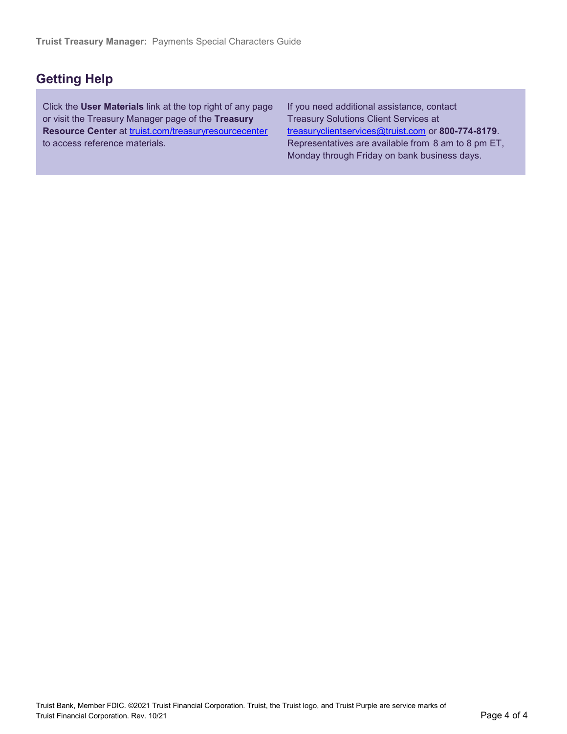## Getting Help

Click the **User Materials** link at the top right of any page or visit the Treasury Manager page of the **Treasury Resource Center** at truist.com/treasuryresourcecenter to access reference materials.

If you need additional assistance, contact Treasury Solutions Client Services at treasuryclientservices@truist.com or **800-774-8179**. Representatives are available from 8 am to 8 pm ET, Monday through Friday on bank business days.

Truist Bank, Member FDIC. ©2021 Truist Financial Corporation. Truist, the Truist logo, and Truist Purple are service marks of Truist Financial Corporation. Rev. 10/21